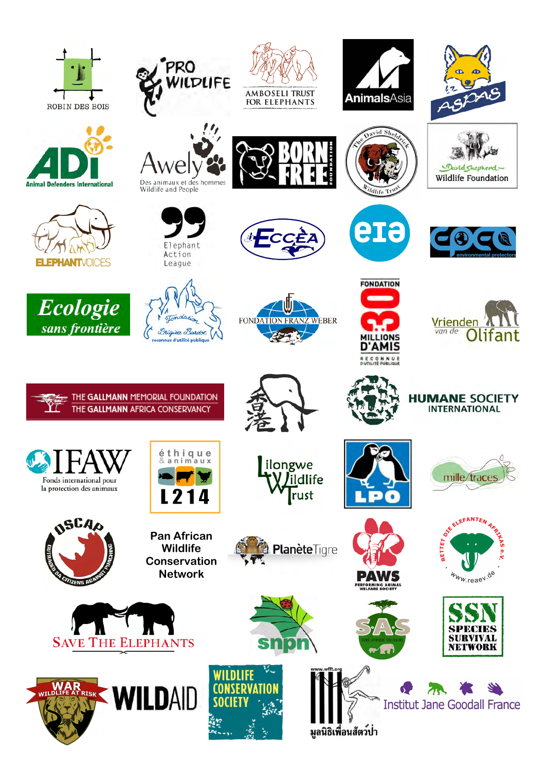ROBIN DES BOIS

PRO WILDLIFE

AMBOSELI TRUST FOR ELEPHANTS

AnimalsAsia

ASPAS

ADi Animal Defenders International

Awely Des animaux et des hommes Wildlife and People

BORN FREE FOUNDATION

The David Sheldrick Wildlife Trust

David Shepherd Wildlife Foundation

ELEPHANTVOICES

Elephant Action League

ECCEA

eia

EPEA environmental protectors

Ecologie sans frontière

Fondation Brigitte Bardot reconnue d'utilité publique

FONDATION FRANZ WEBER

FONDATION 30 MILLIONS D'AMIS RECONNUE D'UTILITÉ PUBLIQUE

Vrienden van de Olifant

THE GALLMANN MEMORIAL FOUNDATION THE GALLMANN AFRICA CONSERVANCY

HUMANE SOCIETY INTERNATIONAL

IFAW Fonds international pour la protection des animaux

éthique & animaux L214

Lilongwe Wildlife Trust

LPO

mille traces

OSCAP OUTRAGED SA CITIZENS AGAINST POACHING

Pan African Wildlife Conservation Network

PlanèteTigre

PAWS PERFORMING ANIMAL WELFARE SOCIETY

RETTET DIE ELEFANTEN AFRIKAS e.V. www.reaev.de

SAVE THE ELEPHANTS

snpn

SAS SENS AFRIQUE SOLIDAIRE

SSN SPECIES SURVIVAL NETWORK

WAR WILDLIFE AT RISK

WILDAID

WILDLIFE CONSERVATION SOCIETY

www.wfft.org มูลนิธิเพื่อนสัตว์ป่า

Institut Jane Goodall France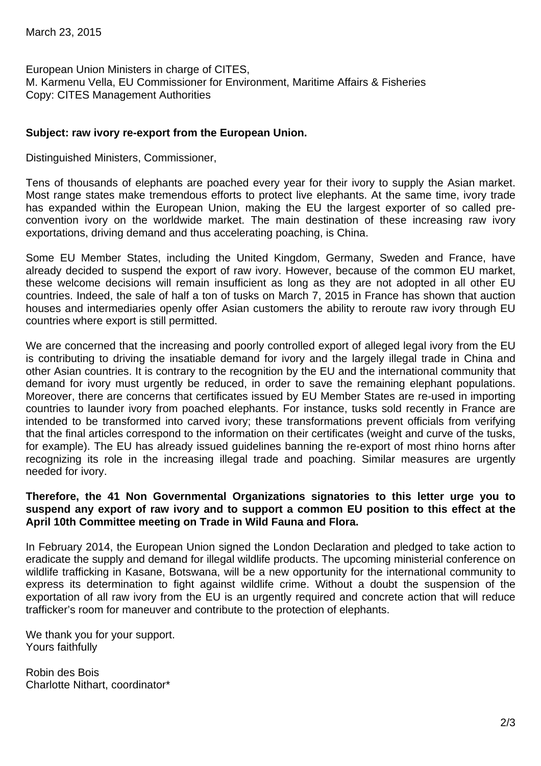March 23, 2015

European Union Ministers in charge of CITES,
M. Karmenu Vella, EU Commissioner for Environment, Maritime Affairs & Fisheries
Copy: CITES Management Authorities

**Subject: raw ivory re-export from the European Union.**

Distinguished Ministers, Commissioner,

Tens of thousands of elephants are poached every year for their ivory to supply the Asian market. Most range states make tremendous efforts to protect live elephants. At the same time, ivory trade has expanded within the European Union, making the EU the largest exporter of so called pre-convention ivory on the worldwide market. The main destination of these increasing raw ivory exportations, driving demand and thus accelerating poaching, is China.

Some EU Member States, including the United Kingdom, Germany, Sweden and France, have already decided to suspend the export of raw ivory. However, because of the common EU market, these welcome decisions will remain insufficient as long as they are not adopted in all other EU countries. Indeed, the sale of half a ton of tusks on March 7, 2015 in France has shown that auction houses and intermediaries openly offer Asian customers the ability to reroute raw ivory through EU countries where export is still permitted.

We are concerned that the increasing and poorly controlled export of alleged legal ivory from the EU is contributing to driving the insatiable demand for ivory and the largely illegal trade in China and other Asian countries. It is contrary to the recognition by the EU and the international community that demand for ivory must urgently be reduced, in order to save the remaining elephant populations. Moreover, there are concerns that certificates issued by EU Member States are re-used in importing countries to launder ivory from poached elephants. For instance, tusks sold recently in France are intended to be transformed into carved ivory; these transformations prevent officials from verifying that the final articles correspond to the information on their certificates (weight and curve of the tusks, for example). The EU has already issued guidelines banning the re-export of most rhino horns after recognizing its role in the increasing illegal trade and poaching. Similar measures are urgently needed for ivory.

**Therefore, the 41 Non Governmental Organizations signatories to this letter urge you to suspend any export of raw ivory and to support a common EU position to this effect at the April 10th Committee meeting on Trade in Wild Fauna and Flora.**

In February 2014, the European Union signed the London Declaration and pledged to take action to eradicate the supply and demand for illegal wildlife products. The upcoming ministerial conference on wildlife trafficking in Kasane, Botswana, will be a new opportunity for the international community to express its determination to fight against wildlife crime. Without a doubt the suspension of the exportation of all raw ivory from the EU is an urgently required and concrete action that will reduce trafficker's room for maneuver and contribute to the protection of elephants.

We thank you for your support.
Yours faithfully

Robin des Bois
Charlotte Nithart, coordinator*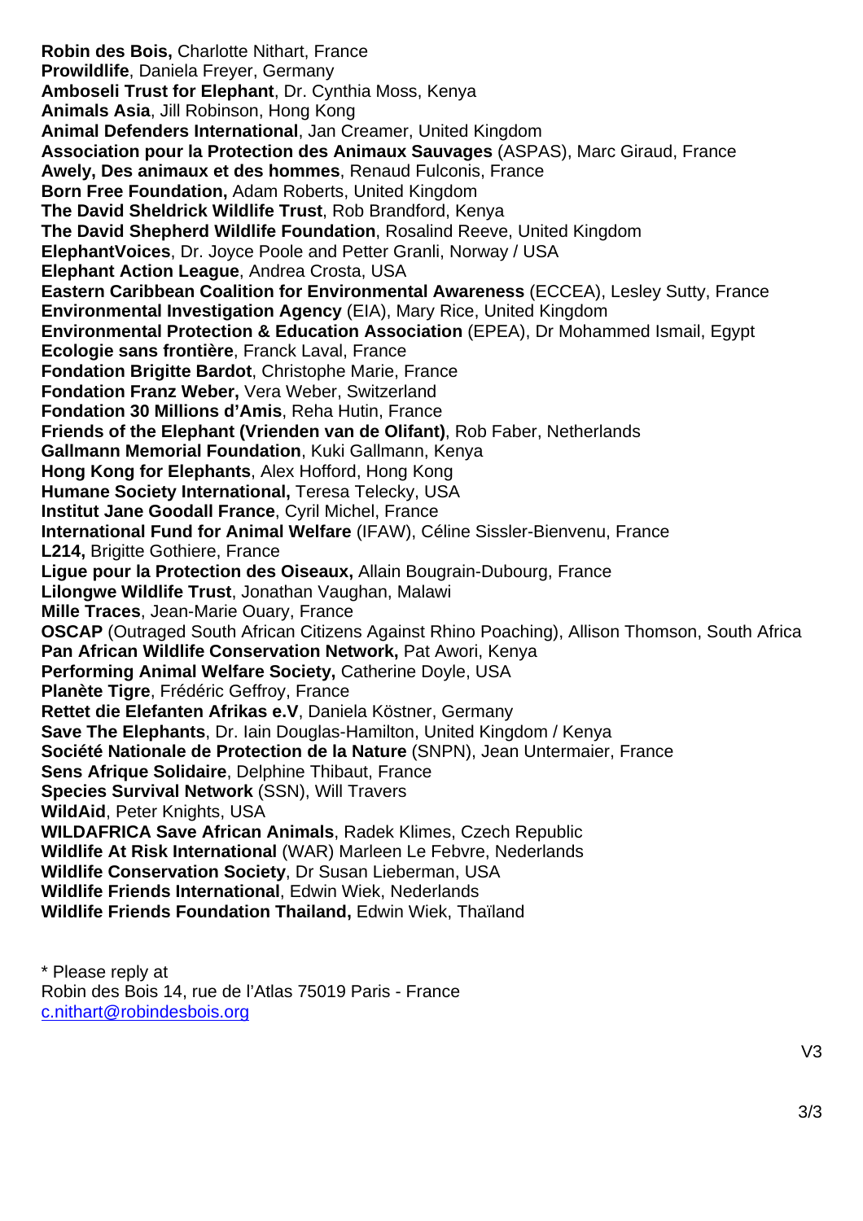**Robin des Bois,** Charlotte Nithart, France
**Prowildlife**, Daniela Freyer, Germany
**Amboseli Trust for Elephant**, Dr. Cynthia Moss, Kenya
**Animals Asia**, Jill Robinson, Hong Kong
**Animal Defenders International**, Jan Creamer, United Kingdom
**Association pour la Protection des Animaux Sauvages** (ASPAS), Marc Giraud, France
**Awely, Des animaux et des hommes**, Renaud Fulconis, France
**Born Free Foundation,** Adam Roberts, United Kingdom
**The David Sheldrick Wildlife Trust**, Rob Brandford, Kenya
**The David Shepherd Wildlife Foundation**, Rosalind Reeve, United Kingdom
**ElephantVoices**, Dr. Joyce Poole and Petter Granli, Norway / USA
**Elephant Action League**, Andrea Crosta, USA
**Eastern Caribbean Coalition for Environmental Awareness** (ECCEA), Lesley Sutty, France
**Environmental Investigation Agency** (EIA), Mary Rice, United Kingdom
**Environmental Protection & Education Association** (EPEA), Dr Mohammed Ismail, Egypt
**Ecologie sans frontière**, Franck Laval, France
**Fondation Brigitte Bardot**, Christophe Marie, France
**Fondation Franz Weber,** Vera Weber, Switzerland
**Fondation 30 Millions d'Amis**, Reha Hutin, France
**Friends of the Elephant (Vrienden van de Olifant)**, Rob Faber, Netherlands
**Gallmann Memorial Foundation**, Kuki Gallmann, Kenya
**Hong Kong for Elephants**, Alex Hofford, Hong Kong
**Humane Society International,** Teresa Telecky, USA
**Institut Jane Goodall France**, Cyril Michel, France
**International Fund for Animal Welfare** (IFAW), Céline Sissler-Bienvenu, France
**L214,** Brigitte Gothiere, France
**Ligue pour la Protection des Oiseaux,** Allain Bougrain-Dubourg, France
**Lilongwe Wildlife Trust**, Jonathan Vaughan, Malawi
**Mille Traces**, Jean-Marie Ouary, France
**OSCAP** (Outraged South African Citizens Against Rhino Poaching), Allison Thomson, South Africa
**Pan African Wildlife Conservation Network,** Pat Awori, Kenya
**Performing Animal Welfare Society,** Catherine Doyle, USA
**Planète Tigre**, Frédéric Geffroy, France
**Rettet die Elefanten Afrikas e.V**, Daniela Köstner, Germany
**Save The Elephants**, Dr. Iain Douglas-Hamilton, United Kingdom / Kenya
**Société Nationale de Protection de la Nature** (SNPN), Jean Untermaier, France
**Sens Afrique Solidaire**, Delphine Thibaut, France
**Species Survival Network** (SSN), Will Travers
**WildAid**, Peter Knights, USA
**WILDAFRICA Save African Animals**, Radek Klimes, Czech Republic
**Wildlife At Risk International** (WAR) Marleen Le Febvre, Nederlands
**Wildlife Conservation Society**, Dr Susan Lieberman, USA
**Wildlife Friends International**, Edwin Wiek, Nederlands
**Wildlife Friends Foundation Thailand,** Edwin Wiek, Thaïland

\* Please reply at
Robin des Bois 14, rue de l'Atlas 75019 Paris - France
c.nithart@robindesbois.org

V3